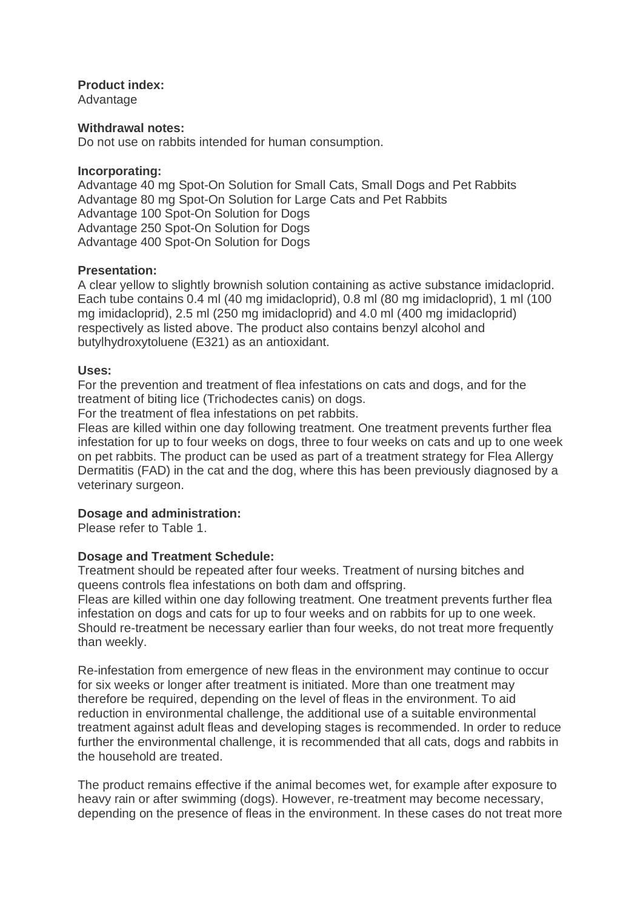**Product index:**
Advantage

**Withdrawal notes:**
Do not use on rabbits intended for human consumption.

**Incorporating:**
Advantage 40 mg Spot-On Solution for Small Cats, Small Dogs and Pet Rabbits
Advantage 80 mg Spot-On Solution for Large Cats and Pet Rabbits
Advantage 100 Spot-On Solution for Dogs
Advantage 250 Spot-On Solution for Dogs
Advantage 400 Spot-On Solution for Dogs

**Presentation:**
A clear yellow to slightly brownish solution containing as active substance imidacloprid. Each tube contains 0.4 ml (40 mg imidacloprid), 0.8 ml (80 mg imidacloprid), 1 ml (100 mg imidacloprid), 2.5 ml (250 mg imidacloprid) and 4.0 ml (400 mg imidacloprid) respectively as listed above. The product also contains benzyl alcohol and butylhydroxytoluene (E321) as an antioxidant.

**Uses:**
For the prevention and treatment of flea infestations on cats and dogs, and for the treatment of biting lice (Trichodectes canis) on dogs.
For the treatment of flea infestations on pet rabbits.
Fleas are killed within one day following treatment. One treatment prevents further flea infestation for up to four weeks on dogs, three to four weeks on cats and up to one week on pet rabbits. The product can be used as part of a treatment strategy for Flea Allergy Dermatitis (FAD) in the cat and the dog, where this has been previously diagnosed by a veterinary surgeon.

**Dosage and administration:**
Please refer to Table 1.

**Dosage and Treatment Schedule:**
Treatment should be repeated after four weeks. Treatment of nursing bitches and queens controls flea infestations on both dam and offspring.
Fleas are killed within one day following treatment. One treatment prevents further flea infestation on dogs and cats for up to four weeks and on rabbits for up to one week. Should re-treatment be necessary earlier than four weeks, do not treat more frequently than weekly.

Re-infestation from emergence of new fleas in the environment may continue to occur for six weeks or longer after treatment is initiated. More than one treatment may therefore be required, depending on the level of fleas in the environment. To aid reduction in environmental challenge, the additional use of a suitable environmental treatment against adult fleas and developing stages is recommended. In order to reduce further the environmental challenge, it is recommended that all cats, dogs and rabbits in the household are treated.

The product remains effective if the animal becomes wet, for example after exposure to heavy rain or after swimming (dogs). However, re-treatment may become necessary, depending on the presence of fleas in the environment. In these cases do not treat more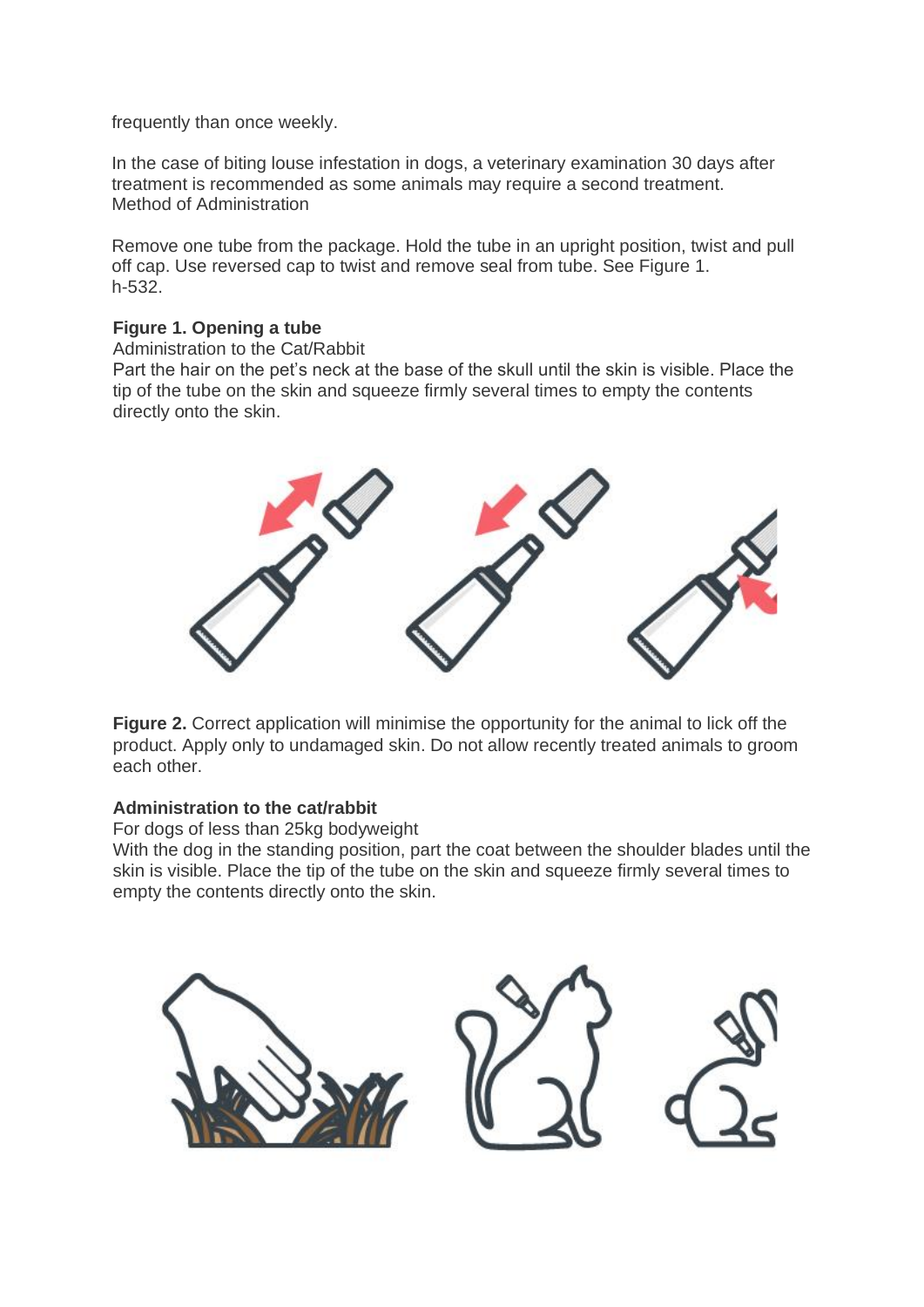frequently than once weekly.

In the case of biting louse infestation in dogs, a veterinary examination 30 days after treatment is recommended as some animals may require a second treatment.
Method of Administration

Remove one tube from the package. Hold the tube in an upright position, twist and pull off cap. Use reversed cap to twist and remove seal from tube. See Figure 1.
h-532.

**Figure 1. Opening a tube**
Administration to the Cat/Rabbit
Part the hair on the pet's neck at the base of the skull until the skin is visible. Place the tip of the tube on the skin and squeeze firmly several times to empty the contents directly onto the skin.

**Figure 2.** Correct application will minimise the opportunity for the animal to lick off the product. Apply only to undamaged skin. Do not allow recently treated animals to groom each other.

**Administration to the cat/rabbit**
For dogs of less than 25kg bodyweight
With the dog in the standing position, part the coat between the shoulder blades until the skin is visible. Place the tip of the tube on the skin and squeeze firmly several times to empty the contents directly onto the skin.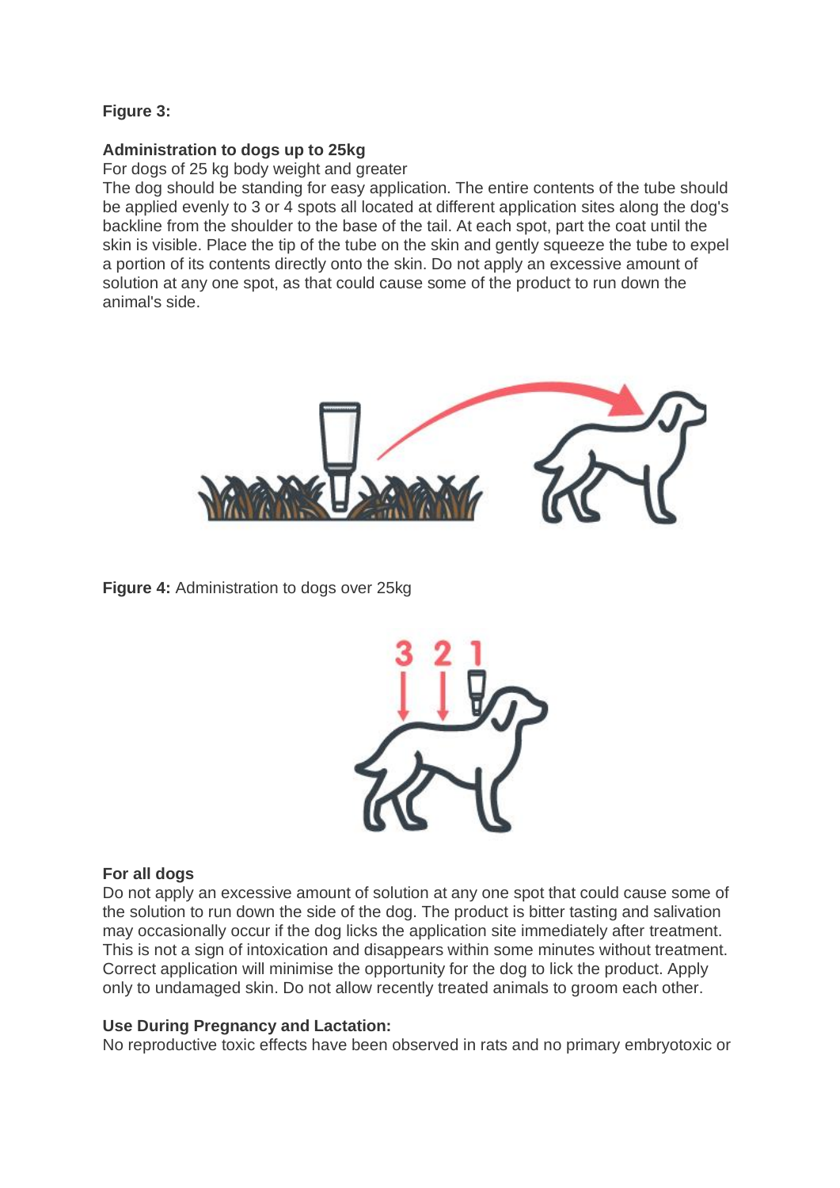**Figure 3:**

**Administration to dogs up to 25kg**

For dogs of 25 kg body weight and greater

The dog should be standing for easy application. The entire contents of the tube should be applied evenly to 3 or 4 spots all located at different application sites along the dog's backline from the shoulder to the base of the tail. At each spot, part the coat until the skin is visible. Place the tip of the tube on the skin and gently squeeze the tube to expel a portion of its contents directly onto the skin. Do not apply an excessive amount of solution at any one spot, as that could cause some of the product to run down the animal's side.

**Figure 4:** Administration to dogs over 25kg

**For all dogs**

Do not apply an excessive amount of solution at any one spot that could cause some of the solution to run down the side of the dog. The product is bitter tasting and salivation may occasionally occur if the dog licks the application site immediately after treatment. This is not a sign of intoxication and disappears within some minutes without treatment. Correct application will minimise the opportunity for the dog to lick the product. Apply only to undamaged skin. Do not allow recently treated animals to groom each other.

**Use During Pregnancy and Lactation:**

No reproductive toxic effects have been observed in rats and no primary embryotoxic or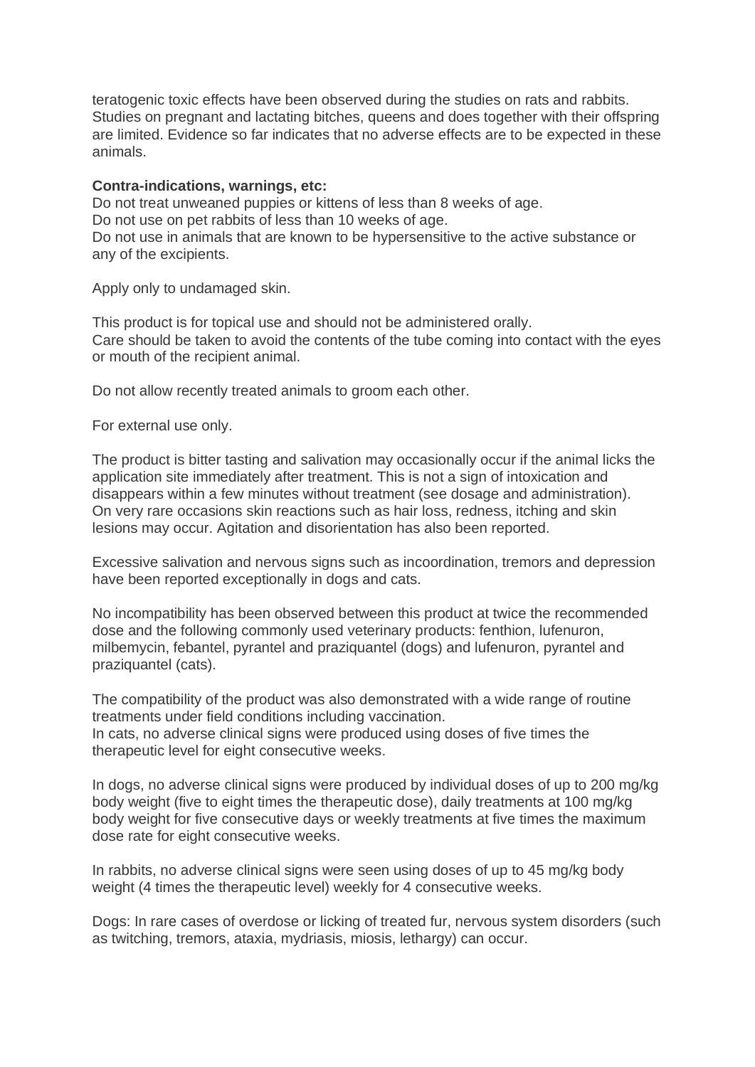teratogenic toxic effects have been observed during the studies on rats and rabbits. Studies on pregnant and lactating bitches, queens and does together with their offspring are limited. Evidence so far indicates that no adverse effects are to be expected in these animals.

**Contra-indications, warnings, etc:**

Do not treat unweaned puppies or kittens of less than 8 weeks of age.
Do not use on pet rabbits of less than 10 weeks of age.
Do not use in animals that are known to be hypersensitive to the active substance or any of the excipients.

Apply only to undamaged skin.

This product is for topical use and should not be administered orally.
Care should be taken to avoid the contents of the tube coming into contact with the eyes or mouth of the recipient animal.

Do not allow recently treated animals to groom each other.

For external use only.

The product is bitter tasting and salivation may occasionally occur if the animal licks the application site immediately after treatment. This is not a sign of intoxication and disappears within a few minutes without treatment (see dosage and administration).
On very rare occasions skin reactions such as hair loss, redness, itching and skin lesions may occur. Agitation and disorientation has also been reported.

Excessive salivation and nervous signs such as incoordination, tremors and depression have been reported exceptionally in dogs and cats.

No incompatibility has been observed between this product at twice the recommended dose and the following commonly used veterinary products: fenthion, lufenuron, milbemycin, febantel, pyrantel and praziquantel (dogs) and lufenuron, pyrantel and praziquantel (cats).

The compatibility of the product was also demonstrated with a wide range of routine treatments under field conditions including vaccination.
In cats, no adverse clinical signs were produced using doses of five times the therapeutic level for eight consecutive weeks.

In dogs, no adverse clinical signs were produced by individual doses of up to 200 mg/kg body weight (five to eight times the therapeutic dose), daily treatments at 100 mg/kg body weight for five consecutive days or weekly treatments at five times the maximum dose rate for eight consecutive weeks.

In rabbits, no adverse clinical signs were seen using doses of up to 45 mg/kg body weight (4 times the therapeutic level) weekly for 4 consecutive weeks.

Dogs: In rare cases of overdose or licking of treated fur, nervous system disorders (such as twitching, tremors, ataxia, mydriasis, miosis, lethargy) can occur.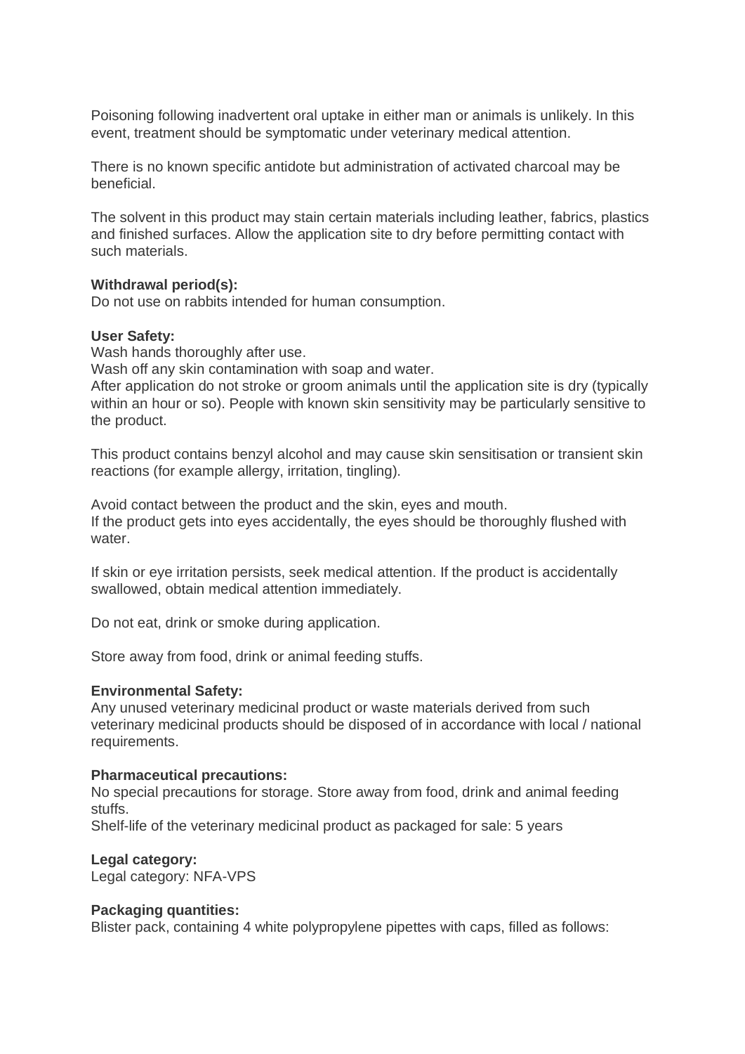Poisoning following inadvertent oral uptake in either man or animals is unlikely. In this event, treatment should be symptomatic under veterinary medical attention.

There is no known specific antidote but administration of activated charcoal may be beneficial.

The solvent in this product may stain certain materials including leather, fabrics, plastics and finished surfaces. Allow the application site to dry before permitting contact with such materials.

**Withdrawal period(s):**
Do not use on rabbits intended for human consumption.

**User Safety:**
Wash hands thoroughly after use.
Wash off any skin contamination with soap and water.
After application do not stroke or groom animals until the application site is dry (typically within an hour or so). People with known skin sensitivity may be particularly sensitive to the product.

This product contains benzyl alcohol and may cause skin sensitisation or transient skin reactions (for example allergy, irritation, tingling).

Avoid contact between the product and the skin, eyes and mouth.
If the product gets into eyes accidentally, the eyes should be thoroughly flushed with water.

If skin or eye irritation persists, seek medical attention. If the product is accidentally swallowed, obtain medical attention immediately.

Do not eat, drink or smoke during application.

Store away from food, drink or animal feeding stuffs.

**Environmental Safety:**
Any unused veterinary medicinal product or waste materials derived from such veterinary medicinal products should be disposed of in accordance with local / national requirements.

**Pharmaceutical precautions:**
No special precautions for storage. Store away from food, drink and animal feeding stuffs.
Shelf-life of the veterinary medicinal product as packaged for sale: 5 years

**Legal category:**
Legal category: NFA-VPS

**Packaging quantities:**
Blister pack, containing 4 white polypropylene pipettes with caps, filled as follows: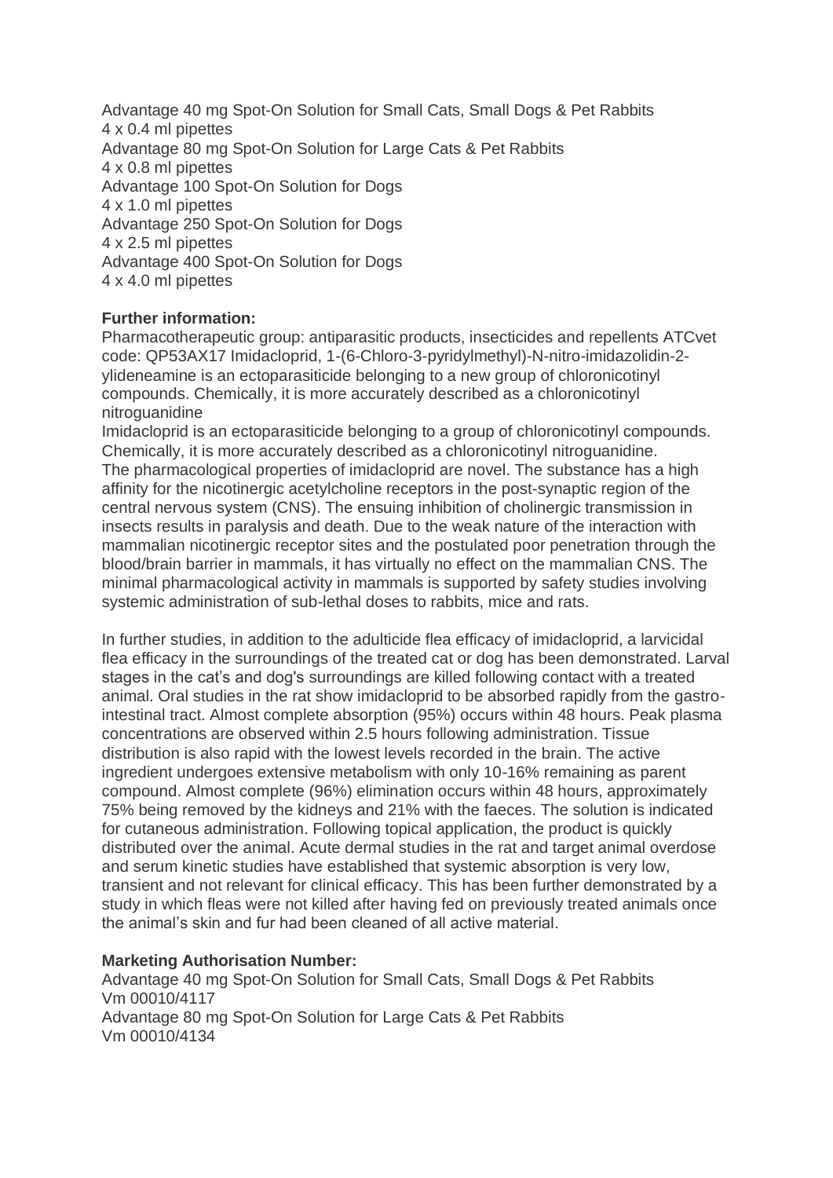Advantage 40 mg Spot-On Solution for Small Cats, Small Dogs & Pet Rabbits
4 x 0.4 ml pipettes
Advantage 80 mg Spot-On Solution for Large Cats & Pet Rabbits
4 x 0.8 ml pipettes
Advantage 100 Spot-On Solution for Dogs
4 x 1.0 ml pipettes
Advantage 250 Spot-On Solution for Dogs
4 x 2.5 ml pipettes
Advantage 400 Spot-On Solution for Dogs
4 x 4.0 ml pipettes

**Further information:**
Pharmacotherapeutic group: antiparasitic products, insecticides and repellents ATCvet code: QP53AX17 Imidacloprid, 1-(6-Chloro-3-pyridylmethyl)-N-nitro-imidazolidin-2-ylideneamine is an ectoparasiticide belonging to a new group of chloronicotinyl compounds. Chemically, it is more accurately described as a chloronicotinyl nitroguanidine
Imidacloprid is an ectoparasiticide belonging to a group of chloronicotinyl compounds. Chemically, it is more accurately described as a chloronicotinyl nitroguanidine.
The pharmacological properties of imidacloprid are novel. The substance has a high affinity for the nicotinergic acetylcholine receptors in the post-synaptic region of the central nervous system (CNS). The ensuing inhibition of cholinergic transmission in insects results in paralysis and death. Due to the weak nature of the interaction with mammalian nicotinergic receptor sites and the postulated poor penetration through the blood/brain barrier in mammals, it has virtually no effect on the mammalian CNS. The minimal pharmacological activity in mammals is supported by safety studies involving systemic administration of sub-lethal doses to rabbits, mice and rats.

In further studies, in addition to the adulticide flea efficacy of imidacloprid, a larvicidal flea efficacy in the surroundings of the treated cat or dog has been demonstrated. Larval stages in the cat's and dog's surroundings are killed following contact with a treated animal. Oral studies in the rat show imidacloprid to be absorbed rapidly from the gastro-intestinal tract. Almost complete absorption (95%) occurs within 48 hours. Peak plasma concentrations are observed within 2.5 hours following administration. Tissue distribution is also rapid with the lowest levels recorded in the brain. The active ingredient undergoes extensive metabolism with only 10-16% remaining as parent compound. Almost complete (96%) elimination occurs within 48 hours, approximately 75% being removed by the kidneys and 21% with the faeces. The solution is indicated for cutaneous administration. Following topical application, the product is quickly distributed over the animal. Acute dermal studies in the rat and target animal overdose and serum kinetic studies have established that systemic absorption is very low, transient and not relevant for clinical efficacy. This has been further demonstrated by a study in which fleas were not killed after having fed on previously treated animals once the animal's skin and fur had been cleaned of all active material.

**Marketing Authorisation Number:**
Advantage 40 mg Spot-On Solution for Small Cats, Small Dogs & Pet Rabbits
Vm 00010/4117
Advantage 80 mg Spot-On Solution for Large Cats & Pet Rabbits
Vm 00010/4134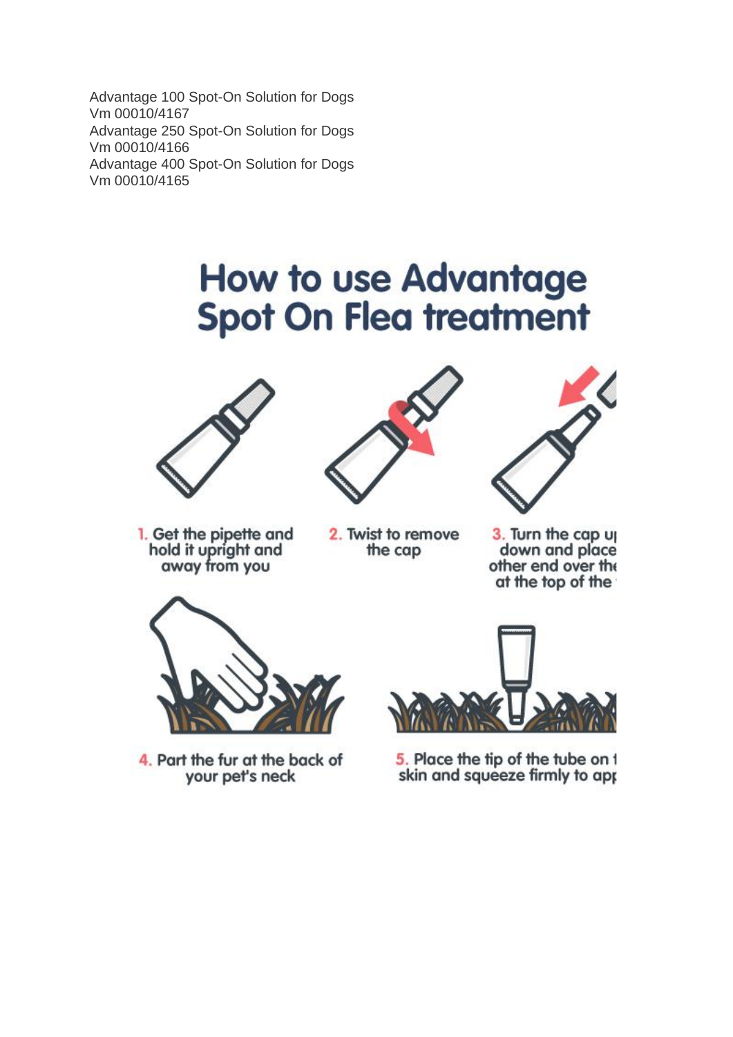Advantage 100 Spot-On Solution for Dogs
Vm 00010/4167
Advantage 250 Spot-On Solution for Dogs
Vm 00010/4166
Advantage 400 Spot-On Solution for Dogs
Vm 00010/4165

# How to use Advantage Spot On Flea treatment

1. Get the pipette and hold it upright and away from you
2. Twist to remove the cap
3. Turn the cap up down and place other end over the at the top of the
4. Part the fur at the back of your pet's neck
5. Place the tip of the tube on skin and squeeze firmly to app